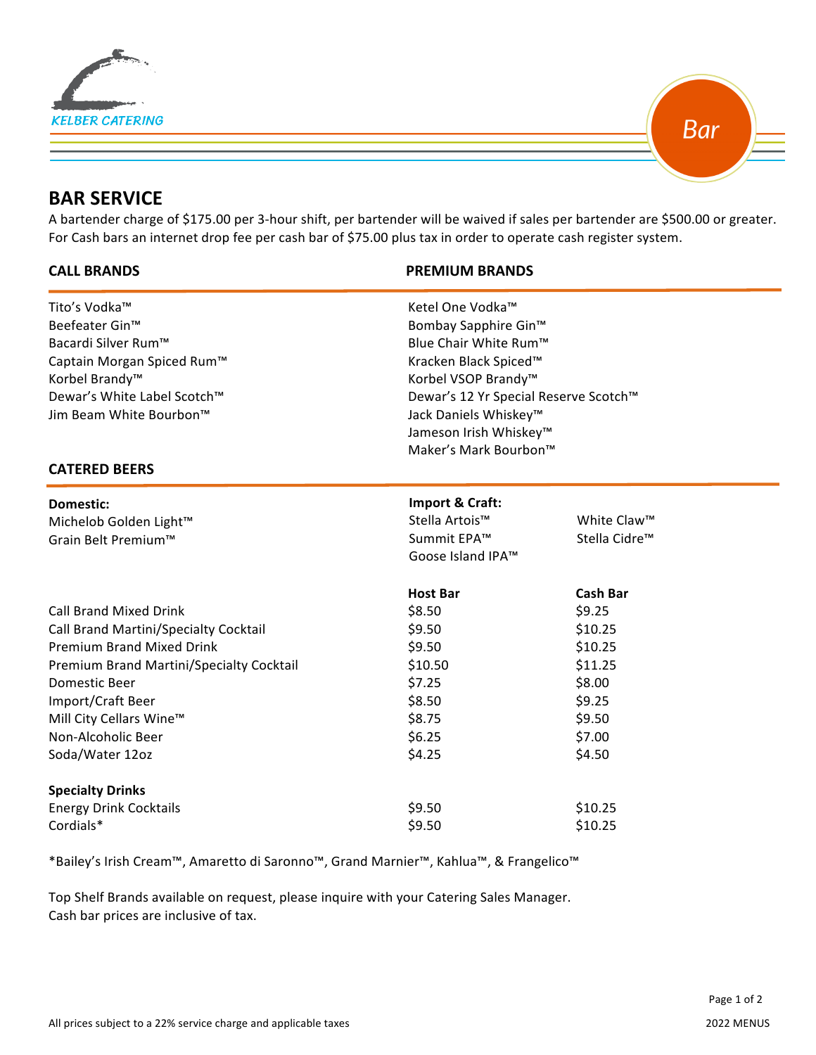KELBER CATERING

Bar

# BAR SERVICE

A bartender charge of $175.00 per 3-hour shift, per bartender will be waived if sales per bartender are $500.00 or greater. For Cash bars an internet drop fee per cash bar of $75.00 plus tax in order to operate cash register system.

## CALL BRANDS

Tito's Vodka™
Beefeater Gin™
Bacardi Silver Rum™
Captain Morgan Spiced Rum™
Korbel Brandy™
Dewar's White Label Scotch™
Jim Beam White Bourbon™

## PREMIUM BRANDS

Ketel One Vodka™
Bombay Sapphire Gin™
Blue Chair White Rum™
Kracken Black Spiced™
Korbel VSOP Brandy™
Dewar's 12 Yr Special Reserve Scotch™
Jack Daniels Whiskey™
Jameson Irish Whiskey™
Maker's Mark Bourbon™

## CATERED BEERS

**Domestic:**
Michelob Golden Light™
Grain Belt Premium™

**Import & Craft:**
Stella Artois™
Summit EPA™
Goose Island IPA™
White Claw™
Stella Cidre™

| | Host Bar | Cash Bar |
|---|---|---|
| Call Brand Mixed Drink | $8.50 | $9.25 |
| Call Brand Martini/Specialty Cocktail | $9.50 | $10.25 |
| Premium Brand Mixed Drink | $9.50 | $10.25 |
| Premium Brand Martini/Specialty Cocktail | $10.50 | $11.25 |
| Domestic Beer | $7.25 | $8.00 |
| Import/Craft Beer | $8.50 | $9.25 |
| Mill City Cellars Wine™ | $8.75 | $9.50 |
| Non-Alcoholic Beer | $6.25 | $7.00 |
| Soda/Water 12oz | $4.25 | $4.50 |
| **Specialty Drinks** | | |
| Energy Drink Cocktails | $9.50 | $10.25 |
| Cordials* | $9.50 | $10.25 |

*Bailey's Irish Cream™, Amaretto di Saronno™, Grand Marnier™, Kahlua™, & Frangelico™

Top Shelf Brands available on request, please inquire with your Catering Sales Manager.
Cash bar prices are inclusive of tax.

All prices subject to a 22% service charge and applicable taxes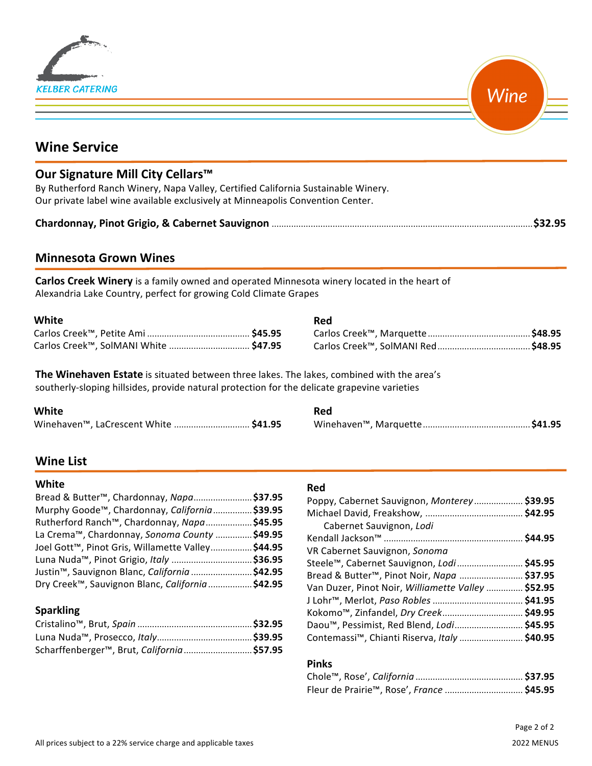KELBER CATERING

Wine

# Wine Service

## Our Signature Mill City Cellars™

By Rutherford Ranch Winery, Napa Valley, Certified California Sustainable Winery.
Our private label wine available exclusively at Minneapolis Convention Center.

**Chardonnay, Pinot Grigio, & Cabernet Sauvignon** ........ **$32.95**

## Minnesota Grown Wines

**Carlos Creek Winery** is a family owned and operated Minnesota winery located in the heart of Alexandria Lake Country, perfect for growing Cold Climate Grapes

**White**

Carlos Creek™, Petite Ami ........ **$45.95**
Carlos Creek™, SolMANI White ........ **$47.95**

**Red**

Carlos Creek™, Marquette ........ **$48.95**
Carlos Creek™, SolMANI Red ........ **$48.95**

**The Winehaven Estate** is situated between three lakes. The lakes, combined with the area's southerly-sloping hillsides, provide natural protection for the delicate grapevine varieties

**White**

Winehaven™, LaCrescent White ........ **$41.95**

**Red**

Winehaven™, Marquette ........ **$41.95**

## Wine List

### White

Bread & Butter™, Chardonnay, *Napa* ........ **$37.95**
Murphy Goode™, Chardonnay, *California* ........ **$39.95**
Rutherford Ranch™, Chardonnay, *Napa* ........ **$45.95**
La Crema™, Chardonnay, *Sonoma County* ........ **$49.95**
Joel Gott™, Pinot Gris, Willamette Valley ........ **$44.95**
Luna Nuda™, Pinot Grigio, *Italy* ........ **$36.95**
Justin™, Sauvignon Blanc, *California* ........ **$42.95**
Dry Creek™, Sauvignon Blanc, *California* ........ **$42.95**

### Sparkling

Cristalino™, Brut, *Spain* ........ **$32.95**
Luna Nuda™, Prosecco, *Italy* ........ **$39.95**
Scharffenberger™, Brut, *California* ........ **$57.95**

### Red

Poppy, Cabernet Sauvignon, *Monterey* ........ **$39.95**
Michael David, Freakshow, Cabernet Sauvignon, *Lodi* ........ **$42.95**
Kendall Jackson™ VR Cabernet Sauvignon, *Sonoma* ........ **$44.95**
Steele™, Cabernet Sauvignon, *Lodi* ........ **$45.95**
Bread & Butter™, Pinot Noir, *Napa* ........ **$37.95**
Van Duzer, Pinot Noir, *Williamette Valley* ........ **$52.95**
J Lohr™, Merlot, *Paso Robles* ........ **$41.95**
Kokomo™, Zinfandel, *Dry Creek* ........ **$49.95**
Daou™, Pessimist, Red Blend, *Lodi* ........ **$45.95**
Contemassi™, Chianti Riserva, *Italy* ........ **$40.95**

### Pinks

Chole™, Rose', *California* ........ **$37.95**
Fleur de Prairie™, Rose', *France* ........ **$45.95**

All prices subject to a 22% service charge and applicable taxes